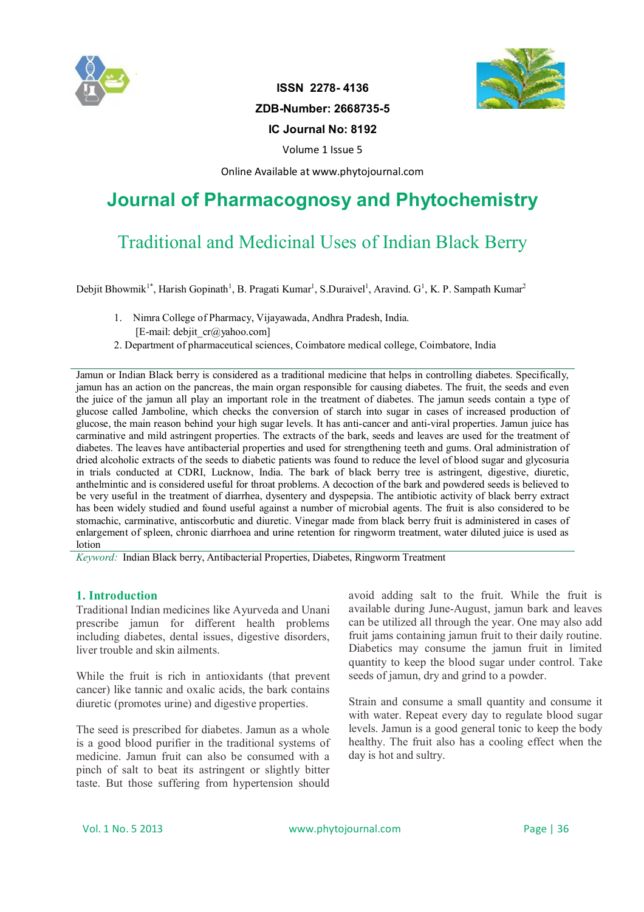ISSN 2278- 4136

ZDB-Number: 2668735-5

IC Journal No: 8192

Volume 1 Issue 5

Online Available at www.phytojournal.com

# Journal of Pharmacognosy and Phytochemistry

## Traditional and Medicinal Uses of Indian Black Berry

Debjit Bowmik[1*], Harish Gopinath[1], B. Pragati Kumar[1], S.Duraivel[1], Aravind. G[1], K. P. Sampath Kumar[2]

1. Nimra College of Pharmacy, Vijayawada, Andhra Pradesh, India.
   [E-mail: debjit_cr@yahoo.com]
2. Department of pharmaceutical sciences, Coimbatore medical college, Coimbatore, India

Jamun or Indian Black berry is considered as a traditional medicine that helps in controlling diabetes. Specifically, jamun has an action on the pancreas, the main organ responsible for causing diabetes. The fruit, the seeds and even the juice of the jamun all play an important role in the treatment of diabetes. The jamun seeds contain a type of glucose called Jamboline, which checks the conversion of starch into sugar in cases of increased production of glucose, the main reason behind your high sugar levels. It has anti-cancer and anti-viral properties. Jamun juice has carminative and mild astringent properties. The extracts of the bark, seeds and leaves are used for the treatment of diabetes. The leaves have antibacterial properties and used for strengthening teeth and gums. Oral administration of dried alcoholic extracts of the seeds to diabetic patients was found to reduce the level of blood sugar and glycosuria in trials conducted at CDRI, Lucknow, India. The bark of black berry tree is astringent, digestive, diuretic, anthelmintic and is considered useful for throat problems. A decoction of the bark and powdered seeds is believed to be very useful in the treatment of diarrhea, dysentery and dyspepsia. The antibiotic activity of black berry extract has been widely studied and found useful against a number of microbial agents. The fruit is also considered to be stomachic, carminative, antiscorbutic and diuretic. Vinegar made from black berry fruit is administered in cases of enlargement of spleen, chronic diarrhoea and urine retention for ringworm treatment, water diluted juice is used as lotion

*Keyword:* Indian Black berry, Antibacterial Properties, Diabetes, Ringworm Treatment

## 1. Introduction

Traditional Indian medicines like Ayurveda and Unani prescribe jamun for different health problems including diabetes, dental issues, digestive disorders, liver trouble and skin ailments.

While the fruit is rich in antioxidants (that prevent cancer) like tannic and oxalic acids, the bark contains diuretic (promotes urine) and digestive properties.

The seed is prescribed for diabetes. Jamun as a whole is a good blood purifier in the traditional systems of medicine. Jamun fruit can also be consumed with a pinch of salt to beat its astringent or slightly bitter taste. But those suffering from hypertension should avoid adding salt to the fruit. While the fruit is available during June-August, jamun bark and leaves can be utilized all through the year. One may also add fruit jams containing jamun fruit to their daily routine. Diabetics may consume the jamun fruit in limited quantity to keep the blood sugar under control. Take seeds of jamun, dry and grind to a powder.

Strain and consume a small quantity and consume it with water. Repeat every day to regulate blood sugar levels. Jamun is a good general tonic to keep the body healthy. The fruit also has a cooling effect when the day is hot and sultry.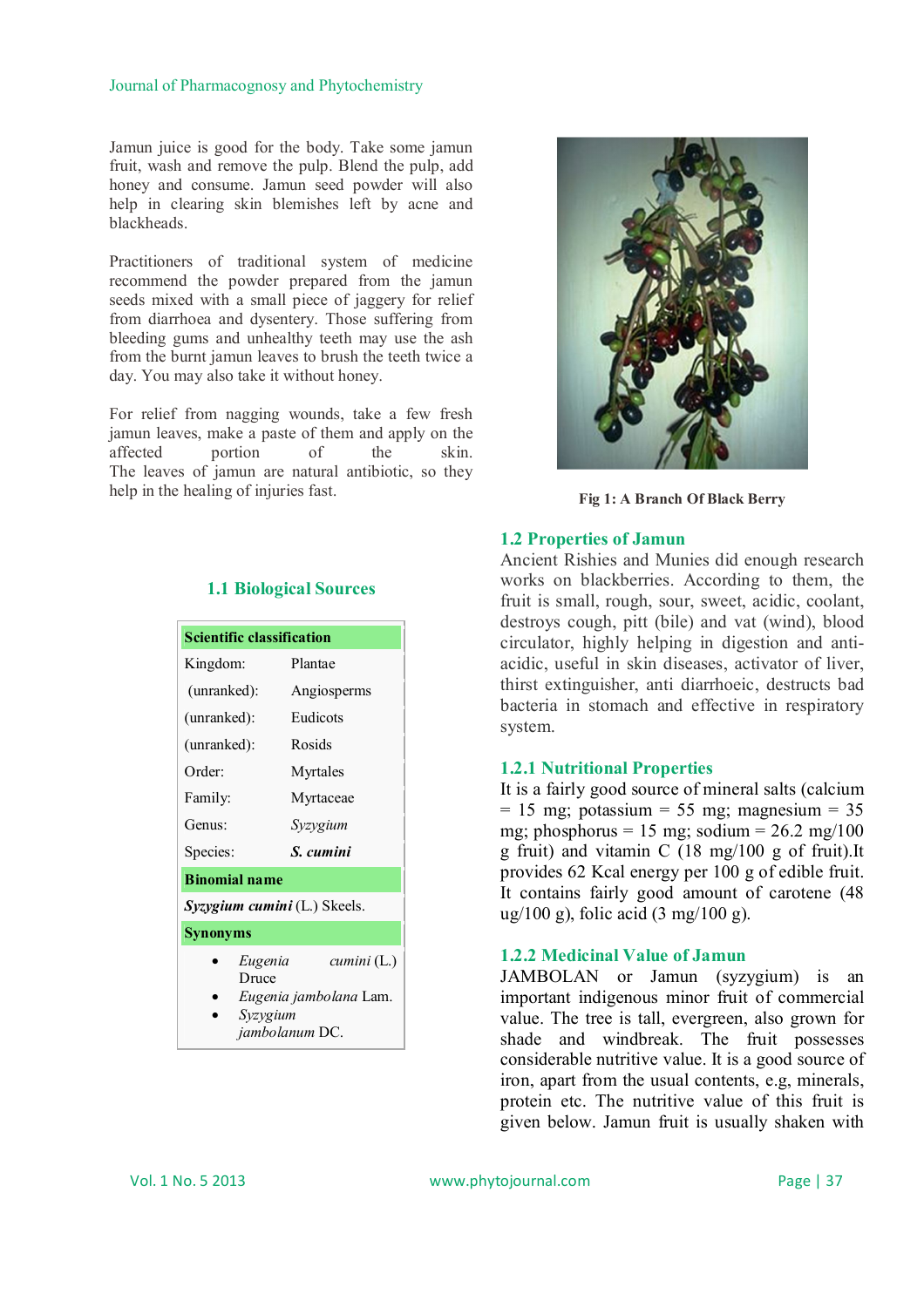Jamun juice is good for the body. Take some jamun fruit, wash and remove the pulp. Blend the pulp, add honey and consume. Jamun seed powder will also help in clearing skin blemishes left by acne and blackheads.

Practitioners of traditional system of medicine recommend the powder prepared from the jamun seeds mixed with a small piece of jaggery for relief from diarrhoea and dysentery. Those suffering from bleeding gums and unhealthy teeth may use the ash from the burnt jamun leaves to brush the teeth twice a day. You may also take it without honey.

For relief from nagging wounds, take a few fresh jamun leaves, make a paste of them and apply on the affected portion of the skin. The leaves of jamun are natural antibiotic, so they help in the healing of injuries fast.

Fig 1: A Branch Of Black Berry

### 1.1 Biological Sources

| Scientific classification | |
|---|---|
| Kingdom: | Plantae |
| (unranked): | Angiosperms |
| (unranked): | Eudicots |
| (unranked): | Rosids |
| Order: | Myrtales |
| Family: | Myrtaceae |
| Genus: | *Syzygium* |
| Species: | ***S. cumini*** |
| **Binomial name** | |
| ***Syzygium cumini*** (L.) Skeels. | |
| **Synonyms** | |
| • *Eugenia cumini* (L.) Druce<br>• *Eugenia jambolana* Lam.<br>• *Syzygium jambolanum* DC. | |

### 1.2 Properties of Jamun

Ancient Rishies and Munies did enough research works on blackberries. According to them, the fruit is small, rough, sour, sweet, acidic, coolant, destroys cough, pitt (bile) and vat (wind), blood circulator, highly helping in digestion and anti-acidic, useful in skin diseases, activator of liver, thirst extinguisher, anti diarrhoeic, destructs bad bacteria in stomach and effective in respiratory system.

#### 1.2.1 Nutritional Properties

It is a fairly good source of mineral salts (calcium = 15 mg; potassium = 55 mg; magnesium = 35 mg; phosphorus = 15 mg; sodium = 26.2 mg/100 g fruit) and vitamin C (18 mg/100 g of fruit).It provides 62 Kcal energy per 100 g of edible fruit. It contains fairly good amount of carotene (48 ug/100 g), folic acid (3 mg/100 g).

#### 1.2.2 Medicinal Value of Jamun

JAMBOLAN or Jamun (syzygium) is an important indigenous minor fruit of commercial value. The tree is tall, evergreen, also grown for shade and windbreak. The fruit possesses considerable nutritive value. It is a good source of iron, apart from the usual contents, e.g, minerals, protein etc. The nutritive value of this fruit is given below. Jamun fruit is usually shaken with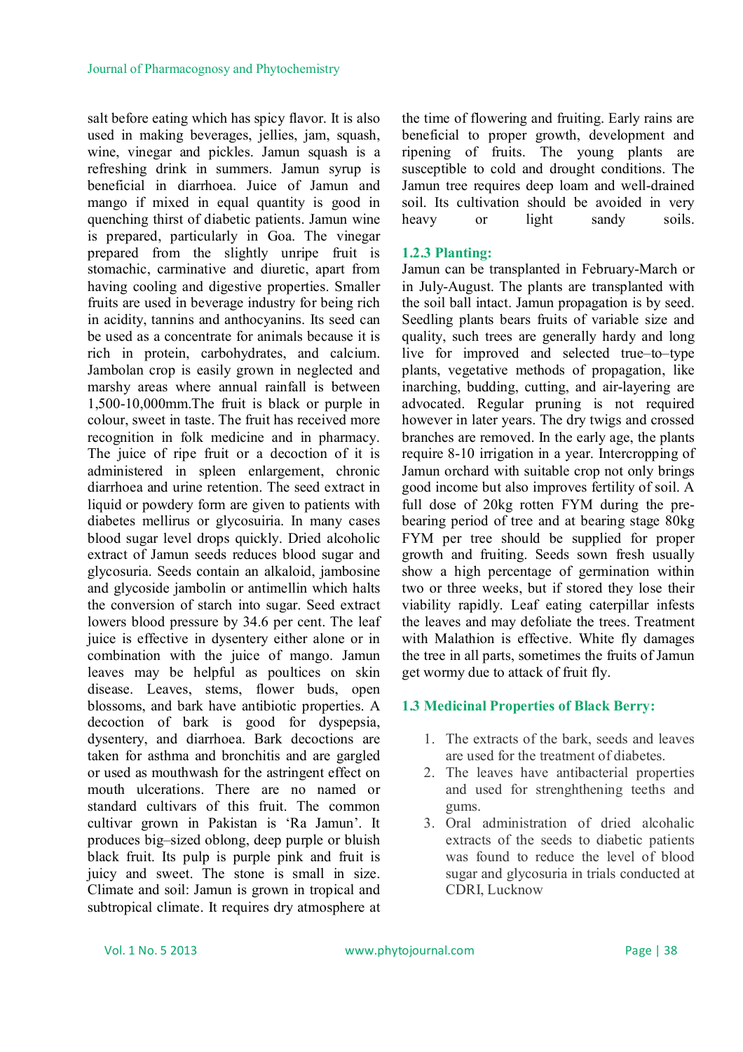salt before eating which has spicy flavor. It is also used in making beverages, jellies, jam, squash, wine, vinegar and pickles. Jamun squash is a refreshing drink in summers. Jamun syrup is beneficial in diarrhoea. Juice of Jamun and mango if mixed in equal quantity is good in quenching thirst of diabetic patients. Jamun wine is prepared, particularly in Goa. The vinegar prepared from the slightly unripe fruit is stomachic, carminative and diuretic, apart from having cooling and digestive properties. Smaller fruits are used in beverage industry for being rich in acidity, tannins and anthocyanins. Its seed can be used as a concentrate for animals because it is rich in protein, carbohydrates, and calcium. Jambolan crop is easily grown in neglected and marshy areas where annual rainfall is between 1,500-10,000mm.The fruit is black or purple in colour, sweet in taste. The fruit has received more recognition in folk medicine and in pharmacy. The juice of ripe fruit or a decoction of it is administered in spleen enlargement, chronic diarrhoea and urine retention. The seed extract in liquid or powdery form are given to patients with diabetes mellirus or glycosuiria. In many cases blood sugar level drops quickly. Dried alcoholic extract of Jamun seeds reduces blood sugar and glycosuria. Seeds contain an alkaloid, jambosine and glycoside jambolin or antimellin which halts the conversion of starch into sugar. Seed extract lowers blood pressure by 34.6 per cent. The leaf juice is effective in dysentery either alone or in combination with the juice of mango. Jamun leaves may be helpful as poultices on skin disease. Leaves, stems, flower buds, open blossoms, and bark have antibiotic properties. A decoction of bark is good for dyspepsia, dysentery, and diarrhoea. Bark decoctions are taken for asthma and bronchitis and are gargled or used as mouthwash for the astringent effect on mouth ulcerations. There are no named or standard cultivars of this fruit. The common cultivar grown in Pakistan is 'Ra Jamun'. It produces big–sized oblong, deep purple or bluish black fruit. Its pulp is purple pink and fruit is juicy and sweet. The stone is small in size. Climate and soil: Jamun is grown in tropical and subtropical climate. It requires dry atmosphere at the time of flowering and fruiting. Early rains are beneficial to proper growth, development and ripening of fruits. The young plants are susceptible to cold and drought conditions. The Jamun tree requires deep loam and well-drained soil. Its cultivation should be avoided in very heavy or light sandy soils.

### 1.2.3 Planting:

Jamun can be transplanted in February-March or in July-August. The plants are transplanted with the soil ball intact. Jamun propagation is by seed. Seedling plants bears fruits of variable size and quality, such trees are generally hardy and long live for improved and selected true–to–type plants, vegetative methods of propagation, like inarching, budding, cutting, and air-layering are advocated. Regular pruning is not required however in later years. The dry twigs and crossed branches are removed. In the early age, the plants require 8-10 irrigation in a year. Intercropping of Jamun orchard with suitable crop not only brings good income but also improves fertility of soil. A full dose of 20kg rotten FYM during the pre-bearing period of tree and at bearing stage 80kg FYM per tree should be supplied for proper growth and fruiting. Seeds sown fresh usually show a high percentage of germination within two or three weeks, but if stored they lose their viability rapidly. Leaf eating caterpillar infests the leaves and may defoliate the trees. Treatment with Malathion is effective. White fly damages the tree in all parts, sometimes the fruits of Jamun get wormy due to attack of fruit fly.

## 1.3 Medicinal Properties of Black Berry:

1. The extracts of the bark, seeds and leaves are used for the treatment of diabetes.
2. The leaves have antibacterial properties and used for strenghthening teeths and gums.
3. Oral administration of dried alcohalic extracts of the seeds to diabetic patients was found to reduce the level of blood sugar and glycosuria in trials conducted at CDRI, Lucknow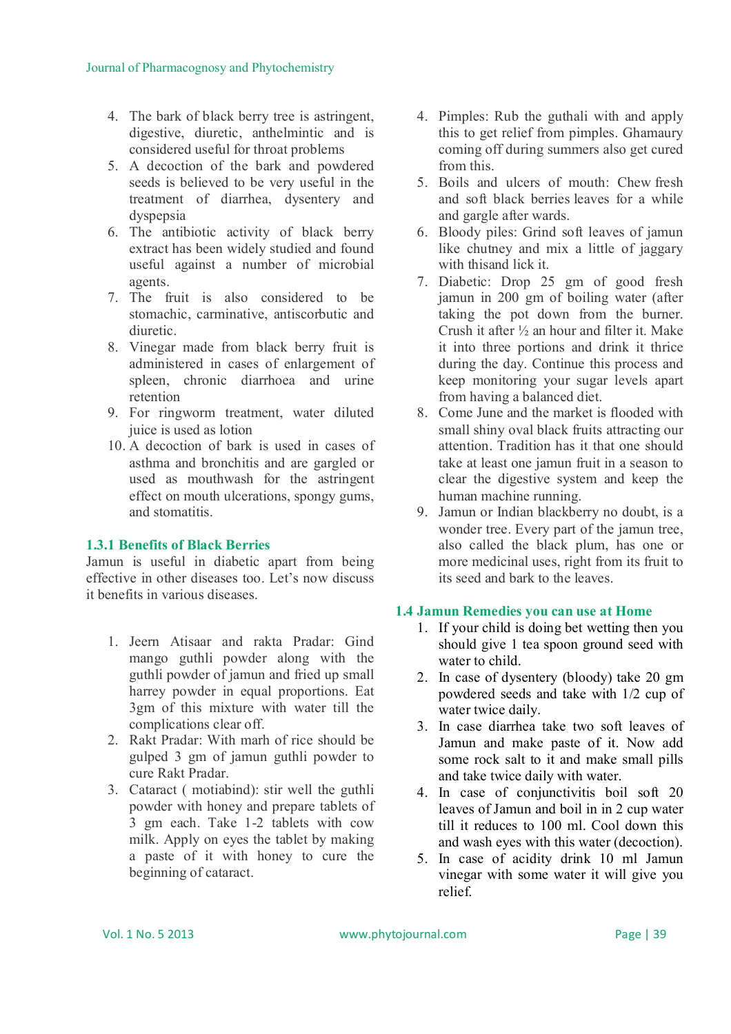4. The bark of black berry tree is astringent, digestive, diuretic, anthelmintic and is considered useful for throat problems
5. A decoction of the bark and powdered seeds is believed to be very useful in the treatment of diarrhea, dysentery and dyspepsia
6. The antibiotic activity of black berry extract has been widely studied and found useful against a number of microbial agents.
7. The fruit is also considered to be stomachic, carminative, antiscorbutic and diuretic.
8. Vinegar made from black berry fruit is administered in cases of enlargement of spleen, chronic diarrhoea and urine retention
9. For ringworm treatment, water diluted juice is used as lotion
10. A decoction of bark is used in cases of asthma and bronchitis and are gargled or used as mouthwash for the astringent effect on mouth ulcerations, spongy gums, and stomatitis.

### 1.3.1 Benefits of Black Berries

Jamun is useful in diabetic apart from being effective in other diseases too. Let's now discuss it benefits in various diseases.

1. Jeern Atisaar and rakta Pradar: Gind mango guthli powder along with the guthli powder of jamun and fried up small harrey powder in equal proportions. Eat 3gm of this mixture with water till the complications clear off.
2. Rakt Pradar: With marh of rice should be gulped 3 gm of jamun guthli powder to cure Rakt Pradar.
3. Cataract ( motiabind): stir well the guthli powder with honey and prepare tablets of 3 gm each. Take 1-2 tablets with cow milk. Apply on eyes the tablet by making a paste of it with honey to cure the beginning of cataract.
4. Pimples: Rub the guthali with and apply this to get relief from pimples. Ghamaury coming off during summers also get cured from this.
5. Boils and ulcers of mouth: Chew fresh and soft black berries leaves for a while and gargle after wards.
6. Bloody piles: Grind soft leaves of jamun like chutney and mix a little of jaggary with thisand lick it.
7. Diabetic: Drop 25 gm of good fresh jamun in 200 gm of boiling water (after taking the pot down from the burner. Crush it after ½ an hour and filter it. Make it into three portions and drink it thrice during the day. Continue this process and keep monitoring your sugar levels apart from having a balanced diet.
8. Come June and the market is flooded with small shiny oval black fruits attracting our attention. Tradition has it that one should take at least one jamun fruit in a season to clear the digestive system and keep the human machine running.
9. Jamun or Indian blackberry no doubt, is a wonder tree. Every part of the jamun tree, also called the black plum, has one or more medicinal uses, right from its fruit to its seed and bark to the leaves.

## 1.4 Jamun Remedies you can use at Home

1. If your child is doing bet wetting then you should give 1 tea spoon ground seed with water to child.
2. In case of dysentery (bloody) take 20 gm powdered seeds and take with 1/2 cup of water twice daily.
3. In case diarrhea take two soft leaves of Jamun and make paste of it. Now add some rock salt to it and make small pills and take twice daily with water.
4. In case of conjunctivitis boil soft 20 leaves of Jamun and boil in in 2 cup water till it reduces to 100 ml. Cool down this and wash eyes with this water (decoction).
5. In case of acidity drink 10 ml Jamun vinegar with some water it will give you relief.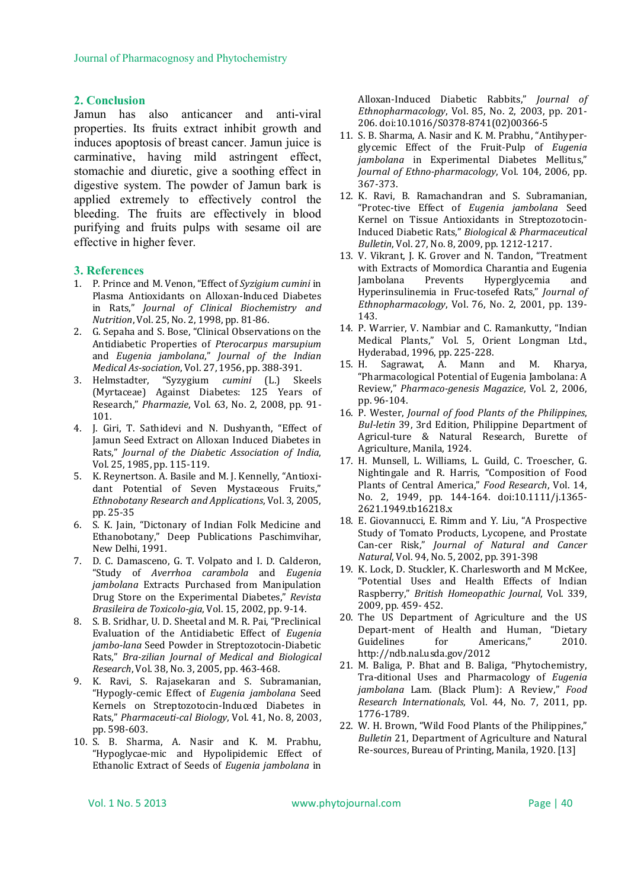## 2. Conclusion

Jamun has also anticancer and anti-viral properties. Its fruits extract inhibit growth and induces apoptosis of breast cancer. Jamun juice is carminative, having mild astringent effect, stomachie and diuretic, give a soothing effect in digestive system. The powder of Jamun bark is applied extremely to effectively control the bleeding. The fruits are effectively in blood purifying and fruits pulps with sesame oil are effective in higher fever.

## 3. References

1. P. Prince and M. Venon, "Effect of *Syzigium cumini* in Plasma Antioxidants on Alloxan-Induced Diabetes in Rats," *Journal of Clinical Biochemistry and Nutrition*, Vol. 25, No. 2, 1998, pp. 81-86.
2. G. Sepaha and S. Bose, "Clinical Observations on the Antidiabetic Properties of *Pterocarpus marsupium* and *Eugenia jambolana*," *Journal of the Indian Medical As-sociation*, Vol. 27, 1956, pp. 388-391.
3. Helmstadter, "Syzygium *cumini* (L.) Skeels (Myrtaceae) Against Diabetes: 125 Years of Research," *Pharmazie*, Vol. 63, No. 2, 2008, pp. 91-101.
4. J. Giri, T. Sathidevi and N. Dushyanth, "Effect of Jamun Seed Extract on Alloxan Induced Diabetes in Rats," *Journal of the Diabetic Association of India*, Vol. 25, 1985, pp. 115-119.
5. K. Reynertson. A. Basile and M. J. Kennelly, "Antioxi-dant Potential of Seven Mystaceous Fruits," *Ethnobotany Research and Applications*, Vol. 3, 2005, pp. 25-35
6. S. K. Jain, "Dictonary of Indian Folk Medicine and Ethanobotany," Deep Publications Paschimvihar, New Delhi, 1991.
7. D. C. Damasceno, G. T. Volpato and I. D. Calderon, "Study of *Averrhoa carambola* and *Eugenia jambolana* Extracts Purchased from Manipulation Drug Store on the Experimental Diabetes," *Revista Brasileira de Toxicolo-gia*, Vol. 15, 2002, pp. 9-14.
8. S. B. Sridhar, U. D. Sheetal and M. R. Pai, "Preclinical Evaluation of the Antidiabetic Effect of *Eugenia jambo-lana* Seed Powder in Streptozotocin-Diabetic Rats," *Bra-zilian Journal of Medical and Biological Research*, Vol. 38, No. 3, 2005, pp. 463-468.
9. K. Ravi, S. Rajasekaran and S. Subramanian, "Hypogly-cemic Effect of *Eugenia jambolana* Seed Kernels on Streptozotocin-Induced Diabetes in Rats," *Pharmaceuti-cal Biology*, Vol. 41, No. 8, 2003, pp. 598-603.
10. S. B. Sharma, A. Nasir and K. M. Prabhu, "Hypoglycae-mic and Hypolipidemic Effect of Ethanolic Extract of Seeds of *Eugenia jambolana* in Alloxan-Induced Diabetic Rabbits," *Journal of Ethnopharmacology*, Vol. 85, No. 2, 2003, pp. 201-206. doi:10.1016/S0378-8741(02)00366-5
11. S. B. Sharma, A. Nasir and K. M. Prabhu, "Antihyper-glycemic Effect of the Fruit-Pulp of *Eugenia jambolana* in Experimental Diabetes Mellitus," *Journal of Ethno-pharmacology*, Vol. 104, 2006, pp. 367-373.
12. K. Ravi, B. Ramachandran and S. Subramanian, "Protec-tive Effect of *Eugenia jambolana* Seed Kernel on Tissue Antioxidants in Streptozotocin-Induced Diabetic Rats," *Biological & Pharmaceutical Bulletin*, Vol. 27, No. 8, 2009, pp. 1212-1217.
13. V. Vikrant, J. K. Grover and N. Tandon, "Treatment with Extracts of Momordica Charantia and Eugenia Jambolana Prevents Hyperglycemia and Hyperinsulinemia in Fruc-tosefed Rats," *Journal of Ethnopharmacology*, Vol. 76, No. 2, 2001, pp. 139-143.
14. P. Warrier, V. Nambiar and C. Ramankutty, "Indian Medical Plants," Vol. 5, Orient Longman Ltd., Hyderabad, 1996, pp. 225-228.
15. H. Sagrawat, A. Mann and M. Kharya, "Pharmacological Potential of Eugenia Jambolana: A Review," *Pharmaco-genesis Magazice*, Vol. 2, 2006, pp. 96-104.
16. P. Wester, *Journal of food Plants of the Philippines*, *Bul-letin* 39, 3rd Edition, Philippine Department of Agricul-ture & Natural Research, Burette of Agriculture, Manila, 1924.
17. H. Munsell, L. Williams, L. Guild, C. Troescher, G. Nightingale and R. Harris, "Composition of Food Plants of Central America," *Food Research*, Vol. 14, No. 2, 1949, pp. 144-164. doi:10.1111/j.1365-2621.1949.tb16218.x
18. E. Giovannucci, E. Rimm and Y. Liu, "A Prospective Study of Tomato Products, Lycopene, and Prostate Can-cer Risk," *Journal of Natural and Cancer Natural*, Vol. 94, No. 5, 2002, pp. 391-398
19. K. Lock, D. Stuckler, K. Charlesworth and M McKee, "Potential Uses and Health Effects of Indian Raspberry," *British Homeopathic Journal*, Vol. 339, 2009, pp. 459- 452.
20. The US Department of Agriculture and the US Depart-ment of Health and Human, "Dietary Guidelines for Americans," 2010. http://ndb.nal.usda.gov/2012
21. M. Baliga, P. Bhat and B. Baliga, "Phytochemistry, Tra-ditional Uses and Pharmacology of *Eugenia jambolana* Lam. (Black Plum): A Review," *Food Research Internationals*, Vol. 44, No. 7, 2011, pp. 1776-1789.
22. W. H. Brown, "Wild Food Plants of the Philippines," *Bulletin* 21, Department of Agriculture and Natural Re-sources, Bureau of Printing, Manila, 1920. [13]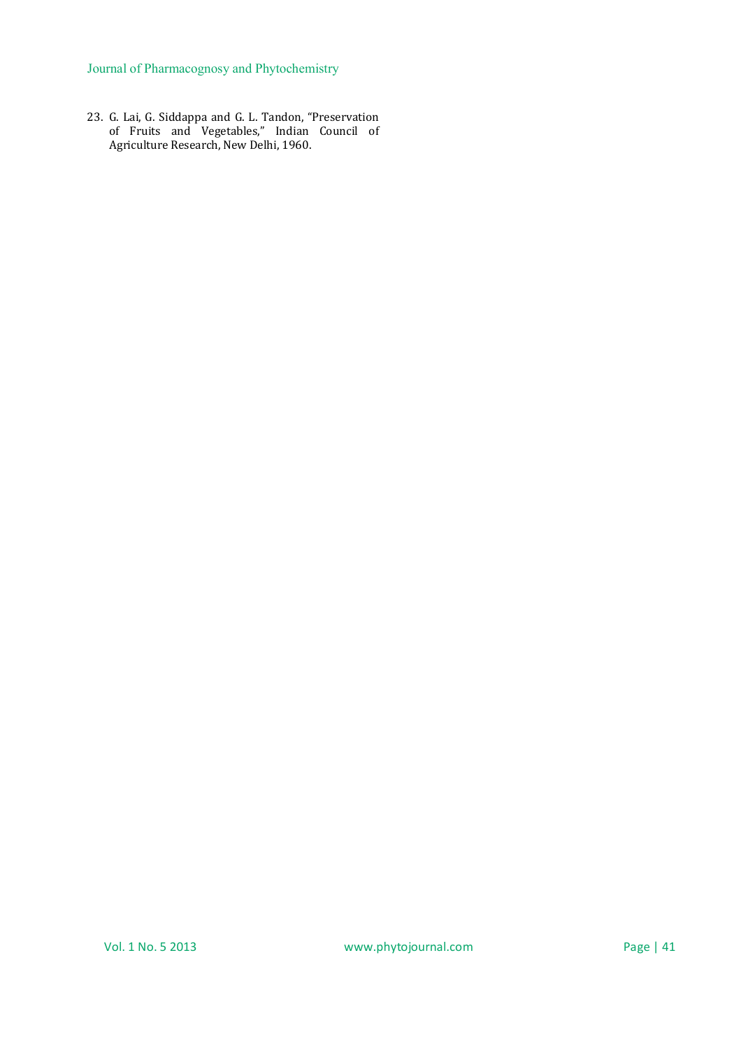23. G. Lai, G. Siddappa and G. L. Tandon, “Preservation of Fruits and Vegetables,” Indian Council of Agriculture Research, New Delhi, 1960.